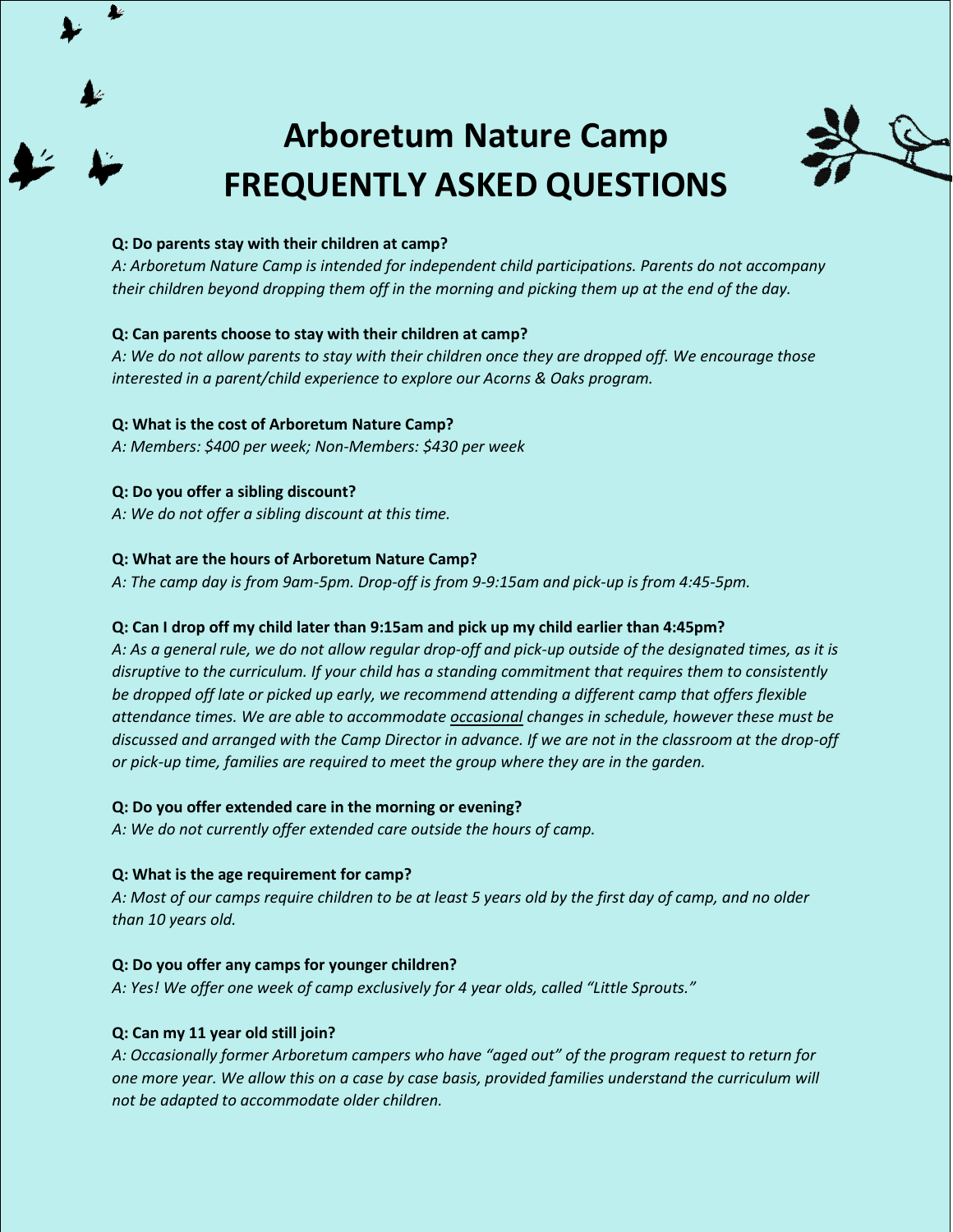# Arboretum Nature Camp
# FREQUENTLY ASKED QUESTIONS

**Q: Do parents stay with their children at camp?**

*A: Arboretum Nature Camp is intended for independent child participations. Parents do not accompany their children beyond dropping them off in the morning and picking them up at the end of the day.*

**Q: Can parents choose to stay with their children at camp?**

*A: We do not allow parents to stay with their children once they are dropped off. We encourage those interested in a parent/child experience to explore our Acorns & Oaks program.*

**Q: What is the cost of Arboretum Nature Camp?**

*A: Members: $400 per week; Non-Members: $430 per week*

**Q: Do you offer a sibling discount?**

*A: We do not offer a sibling discount at this time.*

**Q: What are the hours of Arboretum Nature Camp?**

*A: The camp day is from 9am-5pm. Drop-off is from 9-9:15am and pick-up is from 4:45-5pm.*

**Q: Can I drop off my child later than 9:15am and pick up my child earlier than 4:45pm?**

*A: As a general rule, we do not allow regular drop-off and pick-up outside of the designated times, as it is disruptive to the curriculum. If your child has a standing commitment that requires them to consistently be dropped off late or picked up early, we recommend attending a different camp that offers flexible attendance times. We are able to accommodate occasional changes in schedule, however these must be discussed and arranged with the Camp Director in advance. If we are not in the classroom at the drop-off or pick-up time, families are required to meet the group where they are in the garden.*

**Q: Do you offer extended care in the morning or evening?**

*A: We do not currently offer extended care outside the hours of camp.*

**Q: What is the age requirement for camp?**

*A: Most of our camps require children to be at least 5 years old by the first day of camp, and no older than 10 years old.*

**Q: Do you offer any camps for younger children?**

*A: Yes! We offer one week of camp exclusively for 4 year olds, called "Little Sprouts."*

**Q: Can my 11 year old still join?**

*A: Occasionally former Arboretum campers who have "aged out" of the program request to return for one more year. We allow this on a case by case basis, provided families understand the curriculum will not be adapted to accommodate older children.*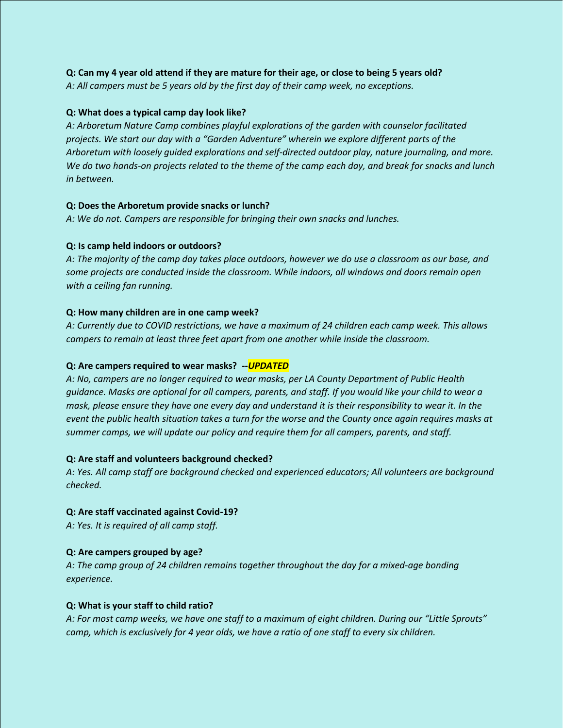**Q: Can my 4 year old attend if they are mature for their age, or close to being 5 years old?**
*A: All campers must be 5 years old by the first day of their camp week, no exceptions.*

**Q: What does a typical camp day look like?**
*A: Arboretum Nature Camp combines playful explorations of the garden with counselor facilitated projects. We start our day with a "Garden Adventure" wherein we explore different parts of the Arboretum with loosely guided explorations and self-directed outdoor play, nature journaling, and more. We do two hands-on projects related to the theme of the camp each day, and break for snacks and lunch in between.*

**Q: Does the Arboretum provide snacks or lunch?**
*A: We do not. Campers are responsible for bringing their own snacks and lunches.*

**Q: Is camp held indoors or outdoors?**
*A: The majority of the camp day takes place outdoors, however we do use a classroom as our base, and some projects are conducted inside the classroom. While indoors, all windows and doors remain open with a ceiling fan running.*

**Q: How many children are in one camp week?**
*A: Currently due to COVID restrictions, we have a maximum of 24 children each camp week. This allows campers to remain at least three feet apart from one another while inside the classroom.*

**Q: Are campers required to wear masks? --*UPDATED***
*A: No, campers are no longer required to wear masks, per LA County Department of Public Health guidance. Masks are optional for all campers, parents, and staff. If you would like your child to wear a mask, please ensure they have one every day and understand it is their responsibility to wear it. In the event the public health situation takes a turn for the worse and the County once again requires masks at summer camps, we will update our policy and require them for all campers, parents, and staff.*

**Q: Are staff and volunteers background checked?**
*A: Yes. All camp staff are background checked and experienced educators; All volunteers are background checked.*

**Q: Are staff vaccinated against Covid-19?**
*A: Yes. It is required of all camp staff.*

**Q: Are campers grouped by age?**
*A: The camp group of 24 children remains together throughout the day for a mixed-age bonding experience.*

**Q: What is your staff to child ratio?**
*A: For most camp weeks, we have one staff to a maximum of eight children. During our "Little Sprouts" camp, which is exclusively for 4 year olds, we have a ratio of one staff to every six children.*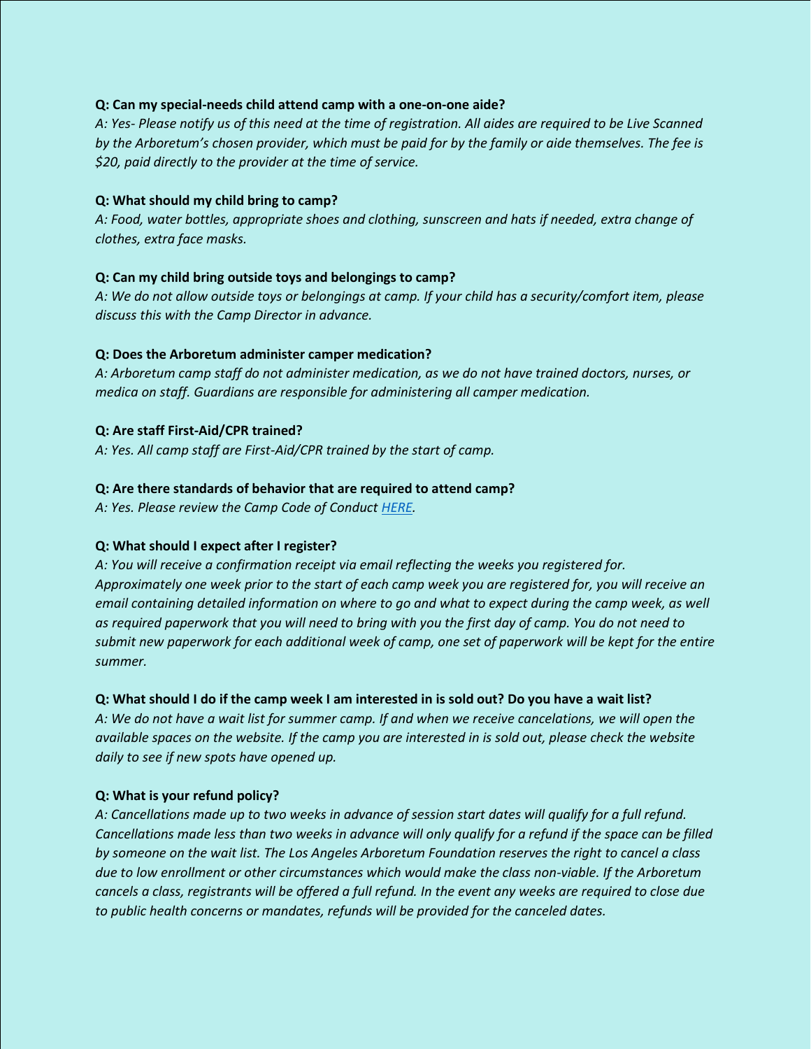**Q: Can my special-needs child attend camp with a one-on-one aide?**

*A: Yes- Please notify us of this need at the time of registration. All aides are required to be Live Scanned by the Arboretum's chosen provider, which must be paid for by the family or aide themselves. The fee is $20, paid directly to the provider at the time of service.*

**Q: What should my child bring to camp?**

*A: Food, water bottles, appropriate shoes and clothing, sunscreen and hats if needed, extra change of clothes, extra face masks.*

**Q: Can my child bring outside toys and belongings to camp?**

*A: We do not allow outside toys or belongings at camp. If your child has a security/comfort item, please discuss this with the Camp Director in advance.*

**Q: Does the Arboretum administer camper medication?**

*A: Arboretum camp staff do not administer medication, as we do not have trained doctors, nurses, or medica on staff. Guardians are responsible for administering all camper medication.*

**Q: Are staff First-Aid/CPR trained?**

*A: Yes. All camp staff are First-Aid/CPR trained by the start of camp.*

**Q: Are there standards of behavior that are required to attend camp?**

*A: Yes. Please review the Camp Code of Conduct HERE.*

**Q: What should I expect after I register?**

*A: You will receive a confirmation receipt via email reflecting the weeks you registered for. Approximately one week prior to the start of each camp week you are registered for, you will receive an email containing detailed information on where to go and what to expect during the camp week, as well as required paperwork that you will need to bring with you the first day of camp. You do not need to submit new paperwork for each additional week of camp, one set of paperwork will be kept for the entire summer.*

**Q: What should I do if the camp week I am interested in is sold out? Do you have a wait list?**

*A: We do not have a wait list for summer camp. If and when we receive cancelations, we will open the available spaces on the website. If the camp you are interested in is sold out, please check the website daily to see if new spots have opened up.*

**Q: What is your refund policy?**

*A: Cancellations made up to two weeks in advance of session start dates will qualify for a full refund. Cancellations made less than two weeks in advance will only qualify for a refund if the space can be filled by someone on the wait list. The Los Angeles Arboretum Foundation reserves the right to cancel a class due to low enrollment or other circumstances which would make the class non-viable. If the Arboretum cancels a class, registrants will be offered a full refund. In the event any weeks are required to close due to public health concerns or mandates, refunds will be provided for the canceled dates.*